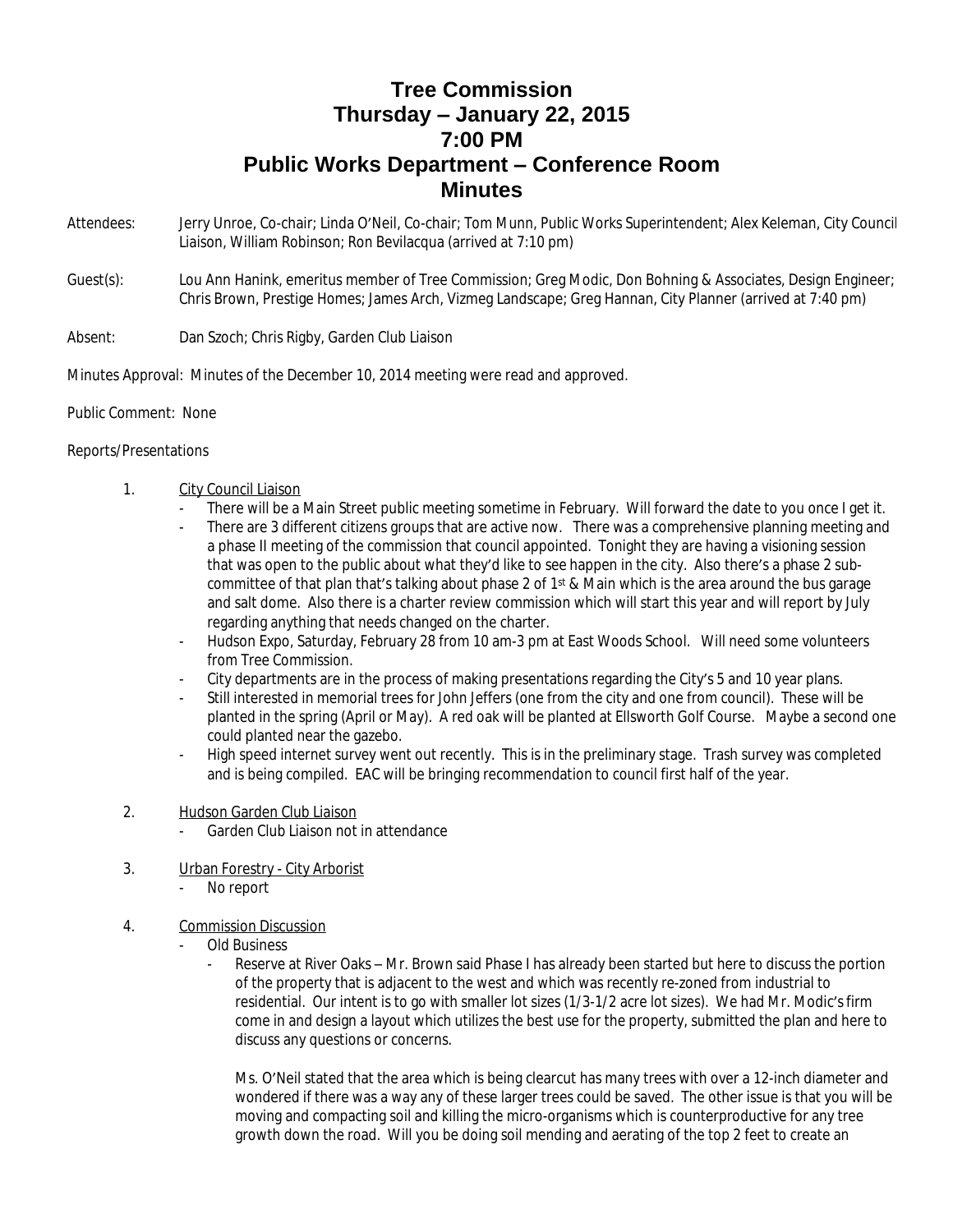# Tree Commission
# Thursday – January 22, 2015
# 7:00 PM
# Public Works Department – Conference Room
# Minutes

Attendees: Jerry Unroe, Co-chair; Linda O'Neil, Co-chair; Tom Munn, Public Works Superintendent; Alex Keleman, City Council Liaison, William Robinson; Ron Bevilacqua (arrived at 7:10 pm)

Guest(s): Lou Ann Hanink, emeritus member of Tree Commission; Greg Modic, Don Bohning & Associates, Design Engineer; Chris Brown, Prestige Homes; James Arch, Vizmeg Landscape; Greg Hannan, City Planner (arrived at 7:40 pm)

Absent: Dan Szoch; Chris Rigby, Garden Club Liaison

Minutes Approval: Minutes of the December 10, 2014 meeting were read and approved.

Public Comment: None

Reports/Presentations

1. City Council Liaison
   - There will be a Main Street public meeting sometime in February. Will forward the date to you once I get it.
   - There are 3 different citizens groups that are active now. There was a comprehensive planning meeting and a phase II meeting of the commission that council appointed. Tonight they are having a visioning session that was open to the public about what they'd like to see happen in the city. Also there's a phase 2 sub-committee of that plan that's talking about phase 2 of 1st & Main which is the area around the bus garage and salt dome. Also there is a charter review commission which will start this year and will report by July regarding anything that needs changed on the charter.
   - Hudson Expo, Saturday, February 28 from 10 am-3 pm at East Woods School. Will need some volunteers from Tree Commission.
   - City departments are in the process of making presentations regarding the City's 5 and 10 year plans.
   - Still interested in memorial trees for John Jeffers (one from the city and one from council). These will be planted in the spring (April or May). A red oak will be planted at Ellsworth Golf Course. Maybe a second one could planted near the gazebo.
   - High speed internet survey went out recently. This is in the preliminary stage. Trash survey was completed and is being compiled. EAC will be bringing recommendation to council first half of the year.

2. Hudson Garden Club Liaison
   - Garden Club Liaison not in attendance

3. Urban Forestry - City Arborist
   - No report

4. Commission Discussion
   - Old Business
     - Reserve at River Oaks – Mr. Brown said Phase I has already been started but here to discuss the portion of the property that is adjacent to the west and which was recently re-zoned from industrial to residential. Our intent is to go with smaller lot sizes (1/3-1/2 acre lot sizes). We had Mr. Modic's firm come in and design a layout which utilizes the best use for the property, submitted the plan and here to discuss any questions or concerns.

       Ms. O'Neil stated that the area which is being clearcut has many trees with over a 12-inch diameter and wondered if there was a way any of these larger trees could be saved. The other issue is that you will be moving and compacting soil and killing the micro-organisms which is counterproductive for any tree growth down the road. Will you be doing soil mending and aerating of the top 2 feet to create an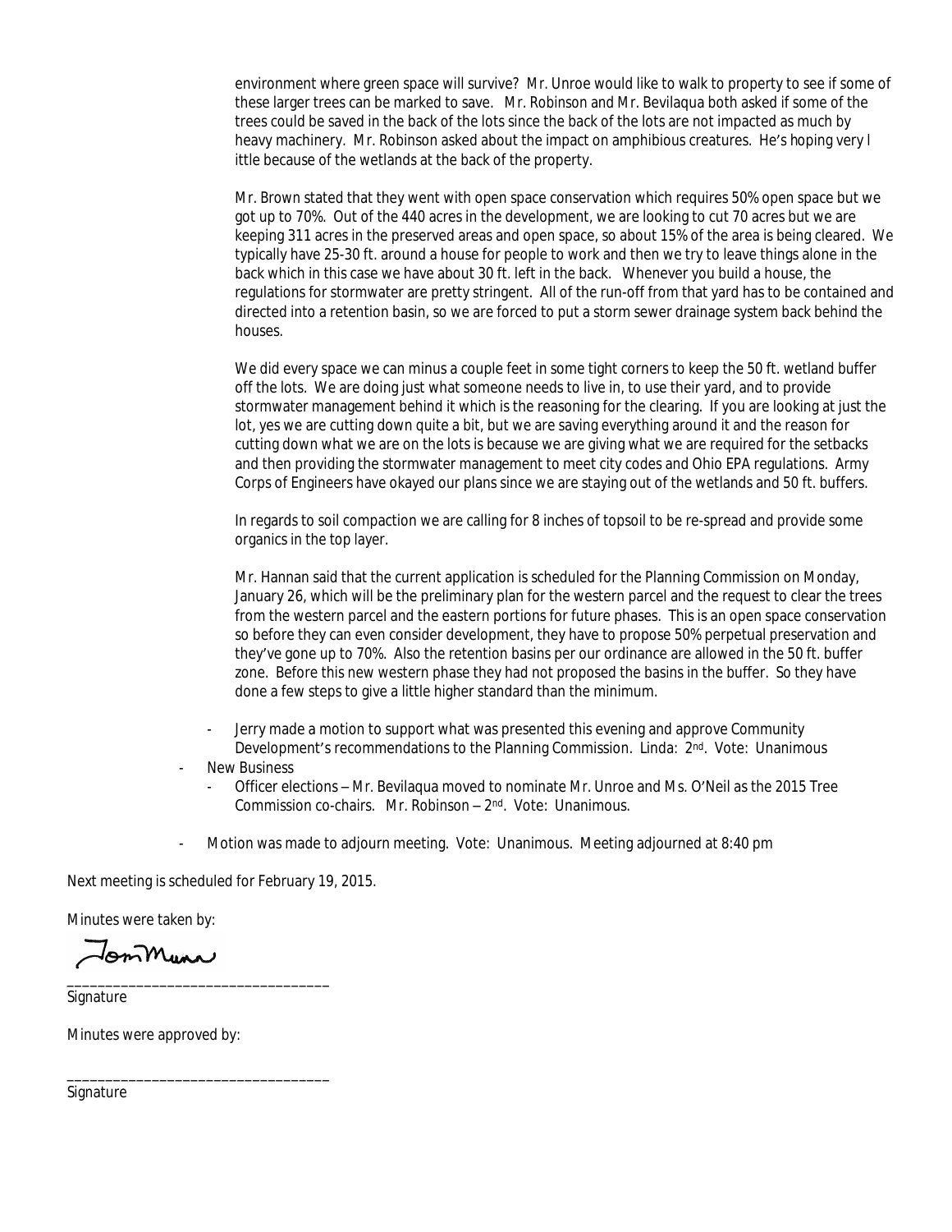environment where green space will survive? Mr. Unroe would like to walk to property to see if some of these larger trees can be marked to save. Mr. Robinson and Mr. Bevilaqua both asked if some of the trees could be saved in the back of the lots since the back of the lots are not impacted as much by heavy machinery. Mr. Robinson asked about the impact on amphibious creatures. He's hoping very l ittle because of the wetlands at the back of the property.

Mr. Brown stated that they went with open space conservation which requires 50% open space but we got up to 70%. Out of the 440 acres in the development, we are looking to cut 70 acres but we are keeping 311 acres in the preserved areas and open space, so about 15% of the area is being cleared. We typically have 25-30 ft. around a house for people to work and then we try to leave things alone in the back which in this case we have about 30 ft. left in the back. Whenever you build a house, the regulations for stormwater are pretty stringent. All of the run-off from that yard has to be contained and directed into a retention basin, so we are forced to put a storm sewer drainage system back behind the houses.

We did every space we can minus a couple feet in some tight corners to keep the 50 ft. wetland buffer off the lots. We are doing just what someone needs to live in, to use their yard, and to provide stormwater management behind it which is the reasoning for the clearing. If you are looking at just the lot, yes we are cutting down quite a bit, but we are saving everything around it and the reason for cutting down what we are on the lots is because we are giving what we are required for the setbacks and then providing the stormwater management to meet city codes and Ohio EPA regulations. Army Corps of Engineers have okayed our plans since we are staying out of the wetlands and 50 ft. buffers.

In regards to soil compaction we are calling for 8 inches of topsoil to be re-spread and provide some organics in the top layer.

Mr. Hannan said that the current application is scheduled for the Planning Commission on Monday, January 26, which will be the preliminary plan for the western parcel and the request to clear the trees from the western parcel and the eastern portions for future phases. This is an open space conservation so before they can even consider development, they have to propose 50% perpetual preservation and they've gone up to 70%. Also the retention basins per our ordinance are allowed in the 50 ft. buffer zone. Before this new western phase they had not proposed the basins in the buffer. So they have done a few steps to give a little higher standard than the minimum.

- Jerry made a motion to support what was presented this evening and approve Community Development's recommendations to the Planning Commission. Linda: 2nd. Vote: Unanimous
- New Business
  - Officer elections – Mr. Bevilaqua moved to nominate Mr. Unroe and Ms. O'Neil as the 2015 Tree Commission co-chairs. Mr. Robinson – 2nd. Vote: Unanimous.
- Motion was made to adjourn meeting. Vote: Unanimous. Meeting adjourned at 8:40 pm

Next meeting is scheduled for February 19, 2015.

Minutes were taken by:

Tom Munn

___________________________________
Signature

Minutes were approved by:

___________________________________
Signature